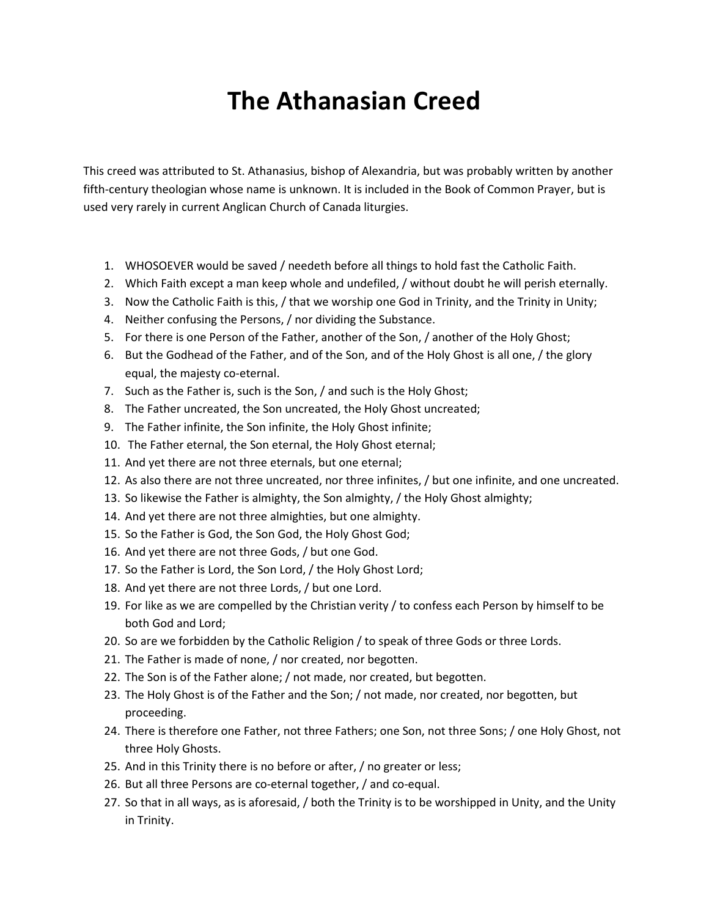# The Athanasian Creed

This creed was attributed to St. Athanasius, bishop of Alexandria, but was probably written by another fifth-century theologian whose name is unknown. It is included in the Book of Common Prayer, but is used very rarely in current Anglican Church of Canada liturgies.

1. WHOSOEVER would be saved / needeth before all things to hold fast the Catholic Faith.
2. Which Faith except a man keep whole and undefiled, / without doubt he will perish eternally.
3. Now the Catholic Faith is this, / that we worship one God in Trinity, and the Trinity in Unity;
4. Neither confusing the Persons, / nor dividing the Substance.
5. For there is one Person of the Father, another of the Son, / another of the Holy Ghost;
6. But the Godhead of the Father, and of the Son, and of the Holy Ghost is all one, / the glory equal, the majesty co-eternal.
7. Such as the Father is, such is the Son, / and such is the Holy Ghost;
8. The Father uncreated, the Son uncreated, the Holy Ghost uncreated;
9. The Father infinite, the Son infinite, the Holy Ghost infinite;
10. The Father eternal, the Son eternal, the Holy Ghost eternal;
11. And yet there are not three eternals, but one eternal;
12. As also there are not three uncreated, nor three infinites, / but one infinite, and one uncreated.
13. So likewise the Father is almighty, the Son almighty, / the Holy Ghost almighty;
14. And yet there are not three almighties, but one almighty.
15. So the Father is God, the Son God, the Holy Ghost God;
16. And yet there are not three Gods, / but one God.
17. So the Father is Lord, the Son Lord, / the Holy Ghost Lord;
18. And yet there are not three Lords, / but one Lord.
19. For like as we are compelled by the Christian verity / to confess each Person by himself to be both God and Lord;
20. So are we forbidden by the Catholic Religion / to speak of three Gods or three Lords.
21. The Father is made of none, / nor created, nor begotten.
22. The Son is of the Father alone; / not made, nor created, but begotten.
23. The Holy Ghost is of the Father and the Son; / not made, nor created, nor begotten, but proceeding.
24. There is therefore one Father, not three Fathers; one Son, not three Sons; / one Holy Ghost, not three Holy Ghosts.
25. And in this Trinity there is no before or after, / no greater or less;
26. But all three Persons are co-eternal together, / and co-equal.
27. So that in all ways, as is aforesaid, / both the Trinity is to be worshipped in Unity, and the Unity in Trinity.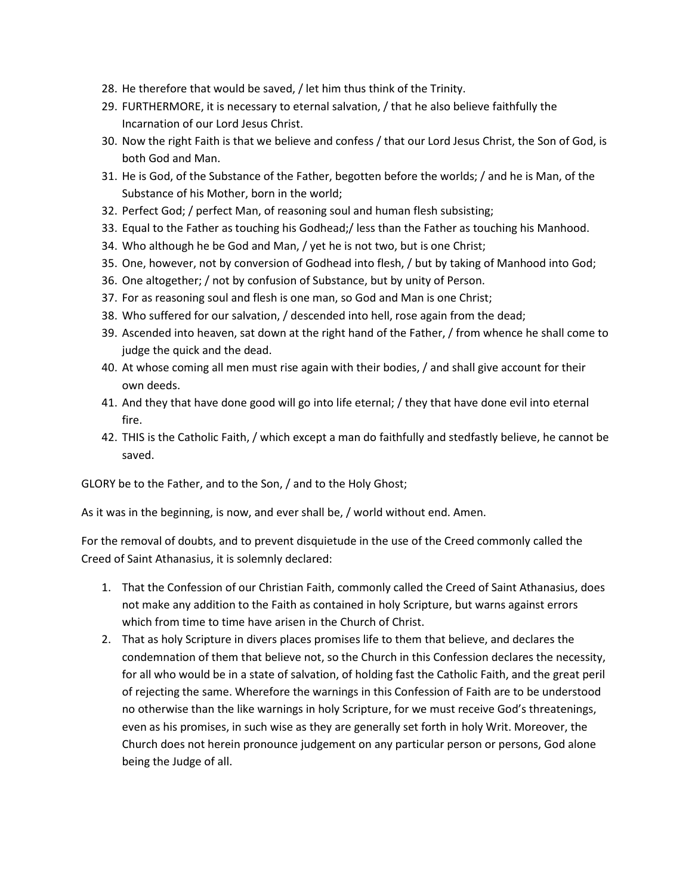28. He therefore that would be saved, / let him thus think of the Trinity.
29. FURTHERMORE, it is necessary to eternal salvation, / that he also believe faithfully the Incarnation of our Lord Jesus Christ.
30. Now the right Faith is that we believe and confess / that our Lord Jesus Christ, the Son of God, is both God and Man.
31. He is God, of the Substance of the Father, begotten before the worlds; / and he is Man, of the Substance of his Mother, born in the world;
32. Perfect God; / perfect Man, of reasoning soul and human flesh subsisting;
33. Equal to the Father as touching his Godhead;/ less than the Father as touching his Manhood.
34. Who although he be God and Man, / yet he is not two, but is one Christ;
35. One, however, not by conversion of Godhead into flesh, / but by taking of Manhood into God;
36. One altogether; / not by confusion of Substance, but by unity of Person.
37. For as reasoning soul and flesh is one man, so God and Man is one Christ;
38. Who suffered for our salvation, / descended into hell, rose again from the dead;
39. Ascended into heaven, sat down at the right hand of the Father, / from whence he shall come to judge the quick and the dead.
40. At whose coming all men must rise again with their bodies, / and shall give account for their own deeds.
41. And they that have done good will go into life eternal; / they that have done evil into eternal fire.
42. THIS is the Catholic Faith, / which except a man do faithfully and stedfastly believe, he cannot be saved.

GLORY be to the Father, and to the Son, / and to the Holy Ghost;

As it was in the beginning, is now, and ever shall be, / world without end. Amen.

For the removal of doubts, and to prevent disquietude in the use of the Creed commonly called the Creed of Saint Athanasius, it is solemnly declared:

1. That the Confession of our Christian Faith, commonly called the Creed of Saint Athanasius, does not make any addition to the Faith as contained in holy Scripture, but warns against errors which from time to time have arisen in the Church of Christ.
2. That as holy Scripture in divers places promises life to them that believe, and declares the condemnation of them that believe not, so the Church in this Confession declares the necessity, for all who would be in a state of salvation, of holding fast the Catholic Faith, and the great peril of rejecting the same. Wherefore the warnings in this Confession of Faith are to be understood no otherwise than the like warnings in holy Scripture, for we must receive God's threatenings, even as his promises, in such wise as they are generally set forth in holy Writ. Moreover, the Church does not herein pronounce judgement on any particular person or persons, God alone being the Judge of all.